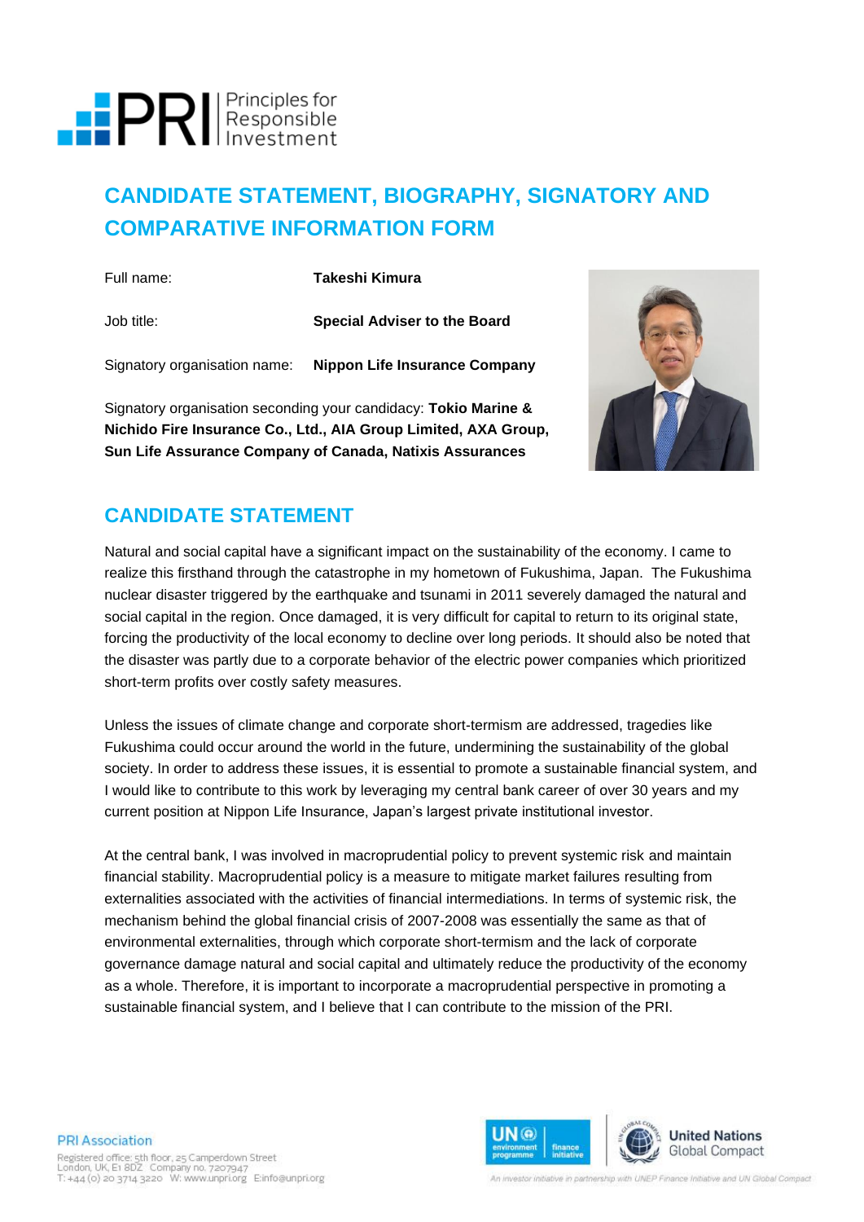# CANDIDATE STATEMENT, BIOGRAPHY, SIGNATORY AND COMPARATIVE INFORMATION FORM

Full name: **Takeshi Kimura**

Job title: **Special Adviser to the Board**

Signatory organisation name: **Nippon Life Insurance Company**

Signatory organisation seconding your candidacy: **Tokio Marine & Nichido Fire Insurance Co., Ltd., AIA Group Limited, AXA Group, Sun Life Assurance Company of Canada, Natixis Assurances**

## CANDIDATE STATEMENT

Natural and social capital have a significant impact on the sustainability of the economy. I came to realize this firsthand through the catastrophe in my hometown of Fukushima, Japan. The Fukushima nuclear disaster triggered by the earthquake and tsunami in 2011 severely damaged the natural and social capital in the region. Once damaged, it is very difficult for capital to return to its original state, forcing the productivity of the local economy to decline over long periods. It should also be noted that the disaster was partly due to a corporate behavior of the electric power companies which prioritized short-term profits over costly safety measures.

Unless the issues of climate change and corporate short-termism are addressed, tragedies like Fukushima could occur around the world in the future, undermining the sustainability of the global society. In order to address these issues, it is essential to promote a sustainable financial system, and I would like to contribute to this work by leveraging my central bank career of over 30 years and my current position at Nippon Life Insurance, Japan's largest private institutional investor.

At the central bank, I was involved in macroprudential policy to prevent systemic risk and maintain financial stability. Macroprudential policy is a measure to mitigate market failures resulting from externalities associated with the activities of financial intermediations. In terms of systemic risk, the mechanism behind the global financial crisis of 2007-2008 was essentially the same as that of environmental externalities, through which corporate short-termism and the lack of corporate governance damage natural and social capital and ultimately reduce the productivity of the economy as a whole. Therefore, it is important to incorporate a macroprudential perspective in promoting a sustainable financial system, and I believe that I can contribute to the mission of the PRI.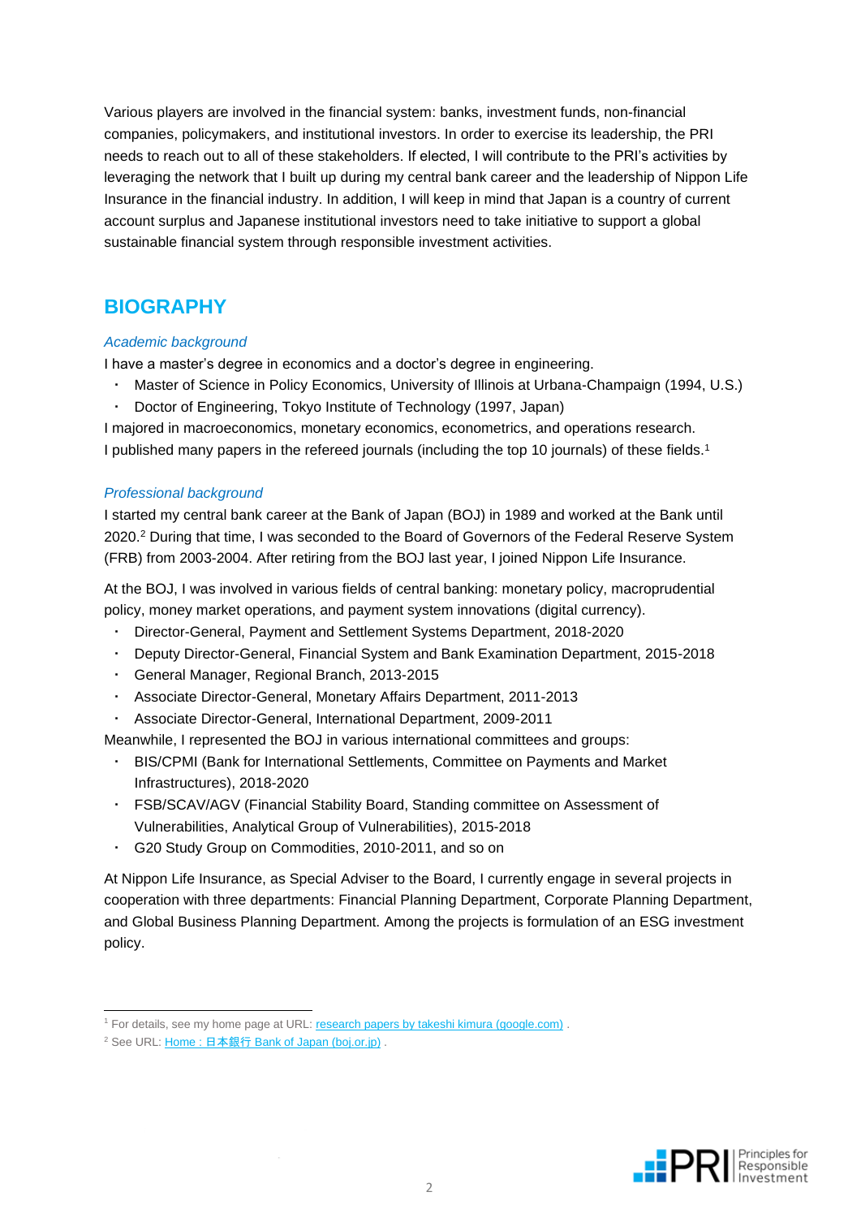Various players are involved in the financial system: banks, investment funds, non-financial companies, policymakers, and institutional investors. In order to exercise its leadership, the PRI needs to reach out to all of these stakeholders. If elected, I will contribute to the PRI's activities by leveraging the network that I built up during my central bank career and the leadership of Nippon Life Insurance in the financial industry. In addition, I will keep in mind that Japan is a country of current account surplus and Japanese institutional investors need to take initiative to support a global sustainable financial system through responsible investment activities.

## BIOGRAPHY

### *Academic background*

I have a master's degree in economics and a doctor's degree in engineering.

- Master of Science in Policy Economics, University of Illinois at Urbana-Champaign (1994, U.S.)
- Doctor of Engineering, Tokyo Institute of Technology (1997, Japan)

I majored in macroeconomics, monetary economics, econometrics, and operations research. I published many papers in the refereed journals (including the top 10 journals) of these fields.[1]

### *Professional background*

I started my central bank career at the Bank of Japan (BOJ) in 1989 and worked at the Bank until 2020.[2] During that time, I was seconded to the Board of Governors of the Federal Reserve System (FRB) from 2003-2004. After retiring from the BOJ last year, I joined Nippon Life Insurance.

At the BOJ, I was involved in various fields of central banking: monetary policy, macroprudential policy, money market operations, and payment system innovations (digital currency).

- Director-General, Payment and Settlement Systems Department, 2018-2020
- Deputy Director-General, Financial System and Bank Examination Department, 2015-2018
- General Manager, Regional Branch, 2013-2015
- Associate Director-General, Monetary Affairs Department, 2011-2013
- Associate Director-General, International Department, 2009-2011

Meanwhile, I represented the BOJ in various international committees and groups:

- BIS/CPMI (Bank for International Settlements, Committee on Payments and Market Infrastructures), 2018-2020
- FSB/SCAV/AGV (Financial Stability Board, Standing committee on Assessment of Vulnerabilities, Analytical Group of Vulnerabilities), 2015-2018
- G20 Study Group on Commodities, 2010-2011, and so on

At Nippon Life Insurance, as Special Adviser to the Board, I currently engage in several projects in cooperation with three departments: Financial Planning Department, Corporate Planning Department, and Global Business Planning Department. Among the projects is formulation of an ESG investment policy.

---

[1] For details, see my home page at URL: research papers by takeshi kimura (google.com) .

[2] See URL: Home : 日本銀行 Bank of Japan (boj.or.jp) .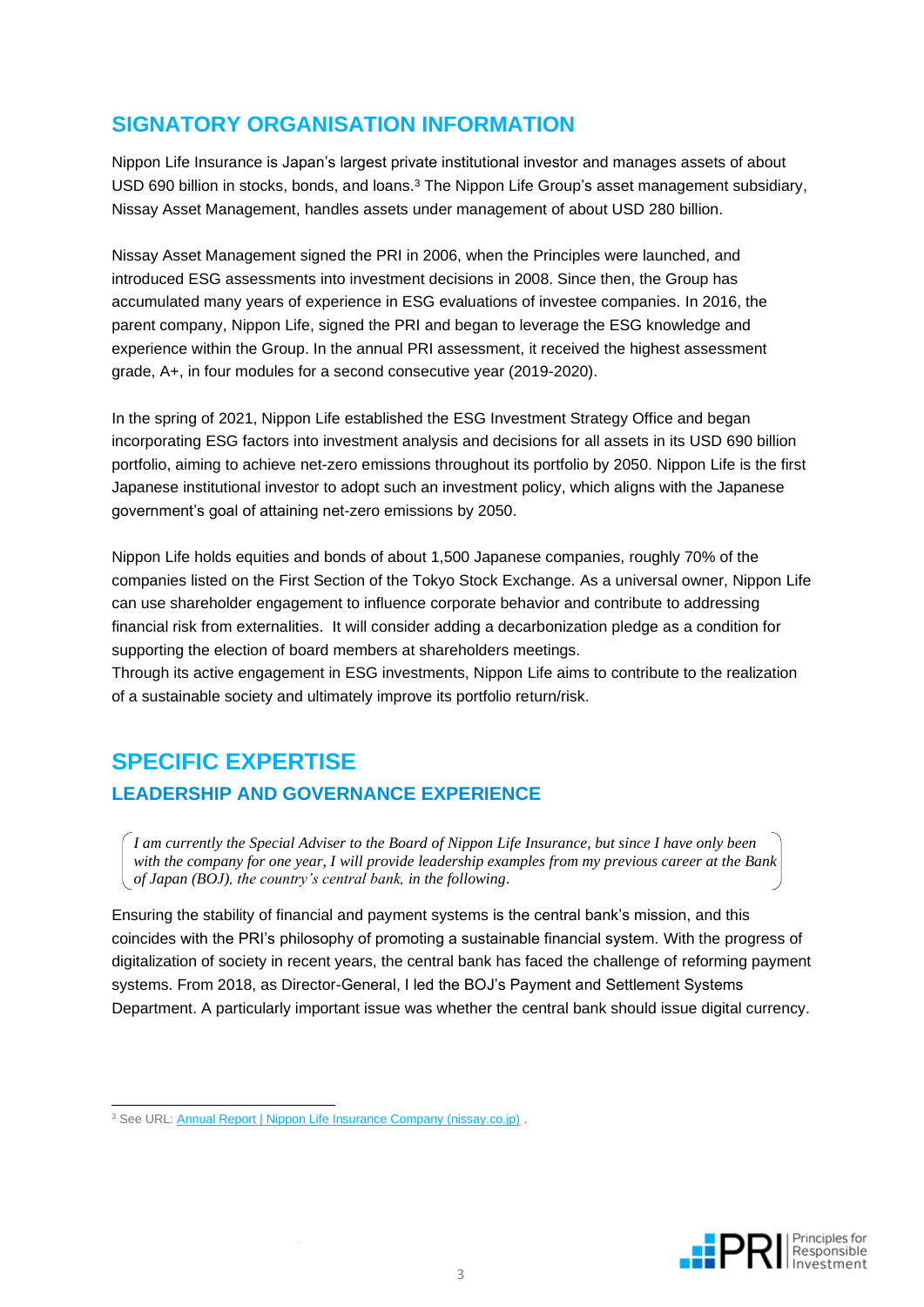## SIGNATORY ORGANISATION INFORMATION

Nippon Life Insurance is Japan's largest private institutional investor and manages assets of about USD 690 billion in stocks, bonds, and loans.[3] The Nippon Life Group's asset management subsidiary, Nissay Asset Management, handles assets under management of about USD 280 billion.

Nissay Asset Management signed the PRI in 2006, when the Principles were launched, and introduced ESG assessments into investment decisions in 2008. Since then, the Group has accumulated many years of experience in ESG evaluations of investee companies. In 2016, the parent company, Nippon Life, signed the PRI and began to leverage the ESG knowledge and experience within the Group. In the annual PRI assessment, it received the highest assessment grade, A+, in four modules for a second consecutive year (2019-2020).

In the spring of 2021, Nippon Life established the ESG Investment Strategy Office and began incorporating ESG factors into investment analysis and decisions for all assets in its USD 690 billion portfolio, aiming to achieve net-zero emissions throughout its portfolio by 2050. Nippon Life is the first Japanese institutional investor to adopt such an investment policy, which aligns with the Japanese government's goal of attaining net-zero emissions by 2050.

Nippon Life holds equities and bonds of about 1,500 Japanese companies, roughly 70% of the companies listed on the First Section of the Tokyo Stock Exchange. As a universal owner, Nippon Life can use shareholder engagement to influence corporate behavior and contribute to addressing financial risk from externalities. It will consider adding a decarbonization pledge as a condition for supporting the election of board members at shareholders meetings.
Through its active engagement in ESG investments, Nippon Life aims to contribute to the realization of a sustainable society and ultimately improve its portfolio return/risk.

## SPECIFIC EXPERTISE

### LEADERSHIP AND GOVERNANCE EXPERIENCE

*I am currently the Special Adviser to the Board of Nippon Life Insurance, but since I have only been with the company for one year, I will provide leadership examples from my previous career at the Bank of Japan (BOJ), the country's central bank, in the following.*

Ensuring the stability of financial and payment systems is the central bank's mission, and this coincides with the PRI's philosophy of promoting a sustainable financial system. With the progress of digitalization of society in recent years, the central bank has faced the challenge of reforming payment systems. From 2018, as Director-General, I led the BOJ's Payment and Settlement Systems Department. A particularly important issue was whether the central bank should issue digital currency.

[3] See URL: Annual Report | Nippon Life Insurance Company (nissay.co.jp) .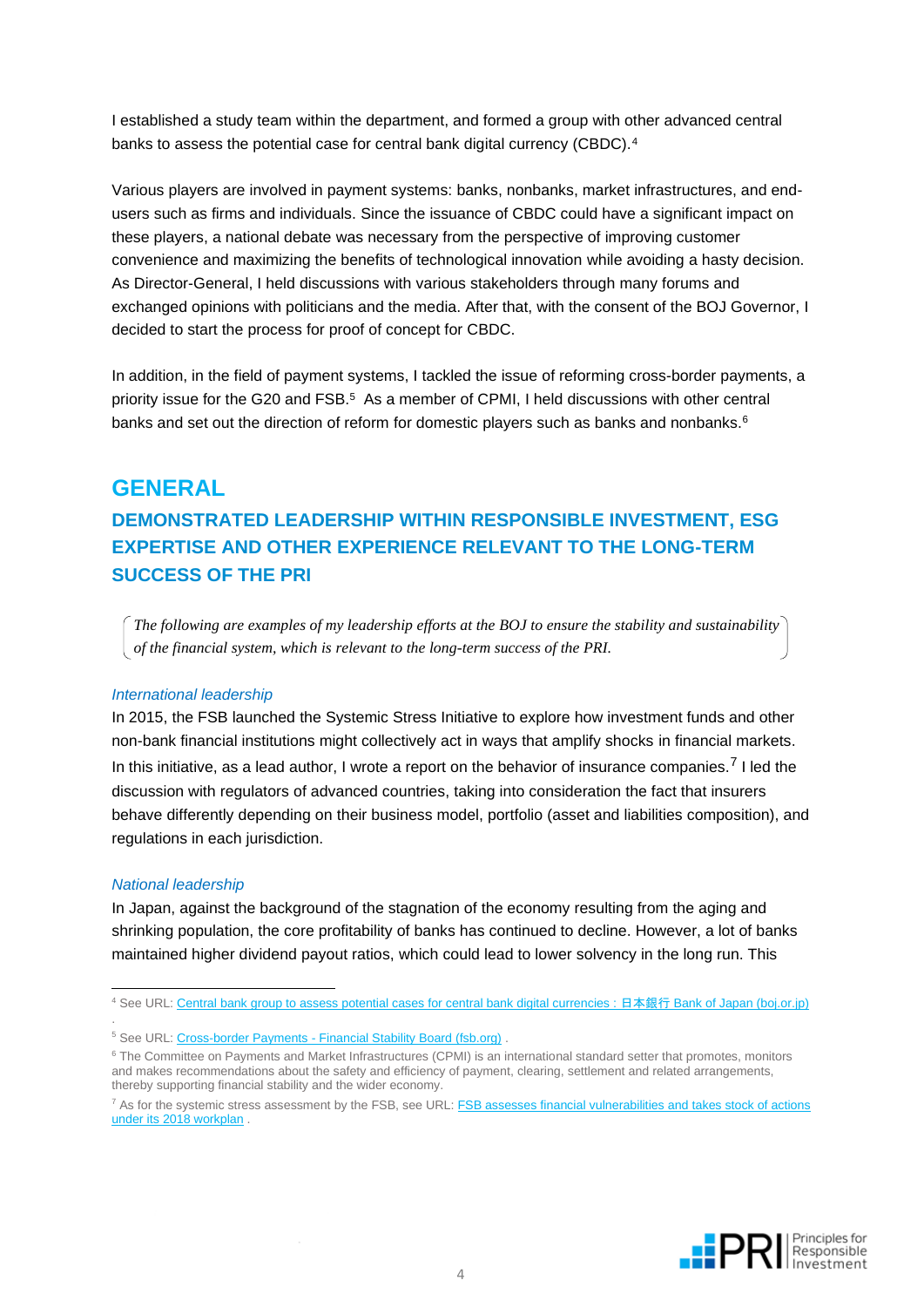I established a study team within the department, and formed a group with other advanced central banks to assess the potential case for central bank digital currency (CBDC).[4]

Various players are involved in payment systems: banks, nonbanks, market infrastructures, and end-users such as firms and individuals. Since the issuance of CBDC could have a significant impact on these players, a national debate was necessary from the perspective of improving customer convenience and maximizing the benefits of technological innovation while avoiding a hasty decision. As Director-General, I held discussions with various stakeholders through many forums and exchanged opinions with politicians and the media. After that, with the consent of the BOJ Governor, I decided to start the process for proof of concept for CBDC.

In addition, in the field of payment systems, I tackled the issue of reforming cross-border payments, a priority issue for the G20 and FSB.[5] As a member of CPMI, I held discussions with other central banks and set out the direction of reform for domestic players such as banks and nonbanks.[6]

# GENERAL

## DEMONSTRATED LEADERSHIP WITHIN RESPONSIBLE INVESTMENT, ESG EXPERTISE AND OTHER EXPERIENCE RELEVANT TO THE LONG-TERM SUCCESS OF THE PRI

*The following are examples of my leadership efforts at the BOJ to ensure the stability and sustainability of the financial system, which is relevant to the long-term success of the PRI.*

### *International leadership*

In 2015, the FSB launched the Systemic Stress Initiative to explore how investment funds and other non-bank financial institutions might collectively act in ways that amplify shocks in financial markets. In this initiative, as a lead author, I wrote a report on the behavior of insurance companies.[7] I led the discussion with regulators of advanced countries, taking into consideration the fact that insurers behave differently depending on their business model, portfolio (asset and liabilities composition), and regulations in each jurisdiction.

### *National leadership*

In Japan, against the background of the stagnation of the economy resulting from the aging and shrinking population, the core profitability of banks has continued to decline. However, a lot of banks maintained higher dividend payout ratios, which could lead to lower solvency in the long run. This

---

[4] See URL: Central bank group to assess potential cases for central bank digital currencies : 日本銀行 Bank of Japan (boj.or.jp)

[5] See URL: Cross-border Payments - Financial Stability Board (fsb.org) .

[6] The Committee on Payments and Market Infrastructures (CPMI) is an international standard setter that promotes, monitors and makes recommendations about the safety and efficiency of payment, clearing, settlement and related arrangements, thereby supporting financial stability and the wider economy.

[7] As for the systemic stress assessment by the FSB, see URL: FSB assesses financial vulnerabilities and takes stock of actions under its 2018 workplan .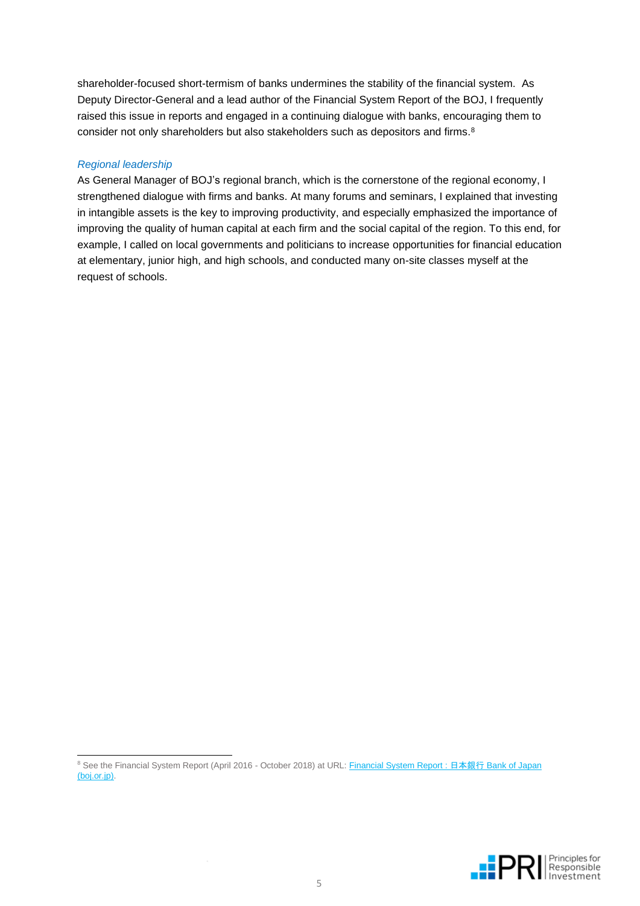shareholder-focused short-termism of banks undermines the stability of the financial system. As Deputy Director-General and a lead author of the Financial System Report of the BOJ, I frequently raised this issue in reports and engaged in a continuing dialogue with banks, encouraging them to consider not only shareholders but also stakeholders such as depositors and firms.[8]

*Regional leadership*

As General Manager of BOJ's regional branch, which is the cornerstone of the regional economy, I strengthened dialogue with firms and banks. At many forums and seminars, I explained that investing in intangible assets is the key to improving productivity, and especially emphasized the importance of improving the quality of human capital at each firm and the social capital of the region. To this end, for example, I called on local governments and politicians to increase opportunities for financial education at elementary, junior high, and high schools, and conducted many on-site classes myself at the request of schools.

---

[8] See the Financial System Report (April 2016 - October 2018) at URL: [Financial System Report : 日本銀行 Bank of Japan (boj.or.jp)](https://www.boj.or.jp).